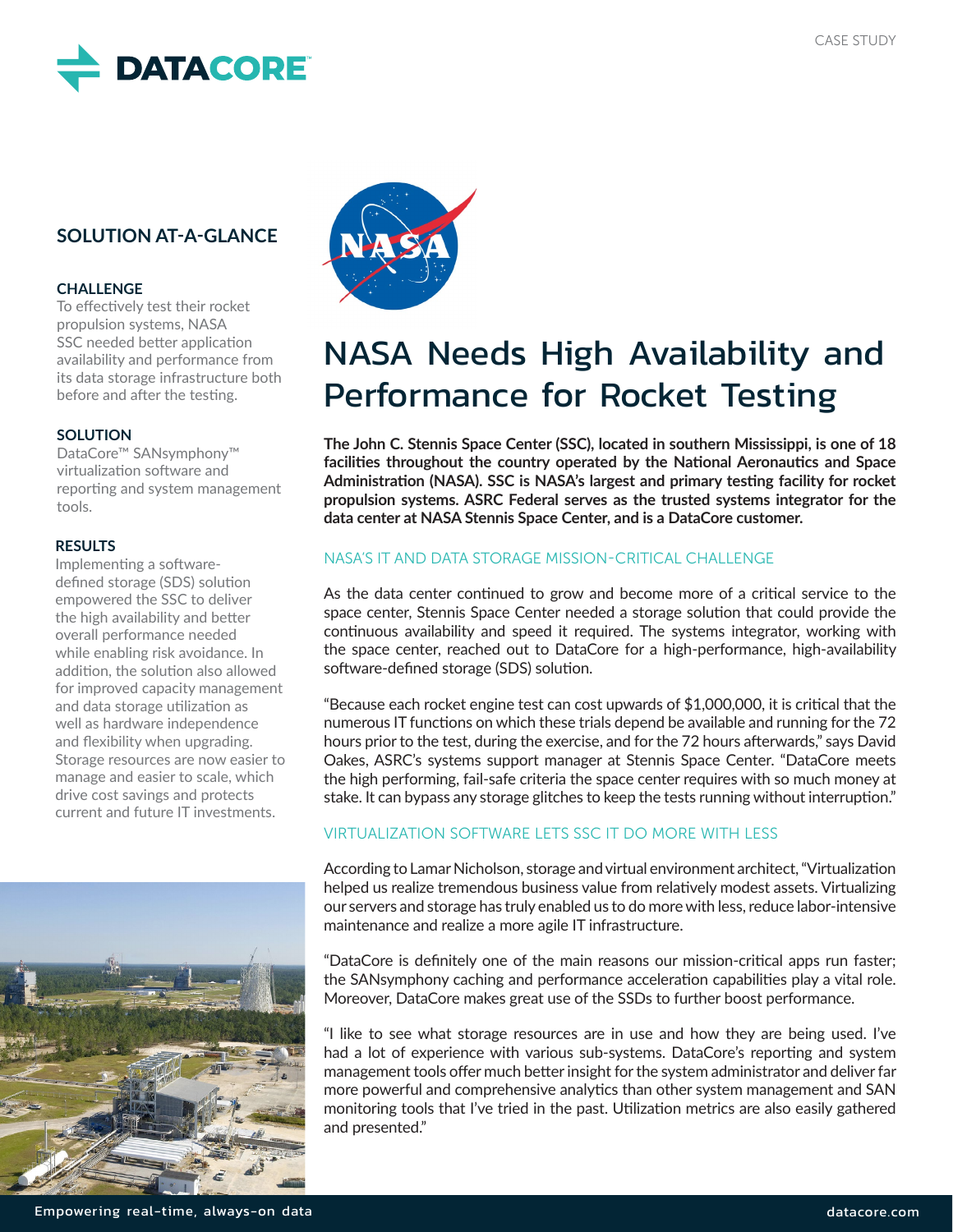CASE STUDY

# NASA Needs High Availability and Performance for Rocket Testing

## SOLUTION AT-A-GLANCE

### CHALLENGE

To effectively test their rocket propulsion systems, NASA SSC needed better application availability and performance from its data storage infrastructure both before and after the testing.

### SOLUTION

DataCore™ SANsymphony™ virtualization software and reporting and system management tools.

### RESULTS

Implementing a software-defined storage (SDS) solution empowered the SSC to deliver the high availability and better overall performance needed while enabling risk avoidance. In addition, the solution also allowed for improved capacity management and data storage utilization as well as hardware independence and flexibility when upgrading. Storage resources are now easier to manage and easier to scale, which drive cost savings and protects current and future IT investments.

**The John C. Stennis Space Center (SSC), located in southern Mississippi, is one of 18 facilities throughout the country operated by the National Aeronautics and Space Administration (NASA). SSC is NASA's largest and primary testing facility for rocket propulsion systems. ASRC Federal serves as the trusted systems integrator for the data center at NASA Stennis Space Center, and is a DataCore customer.**

## NASA'S IT AND DATA STORAGE MISSION-CRITICAL CHALLENGE

As the data center continued to grow and become more of a critical service to the space center, Stennis Space Center needed a storage solution that could provide the continuous availability and speed it required. The systems integrator, working with the space center, reached out to DataCore for a high-performance, high-availability software-defined storage (SDS) solution.

"Because each rocket engine test can cost upwards of $1,000,000, it is critical that the numerous IT functions on which these trials depend be available and running for the 72 hours prior to the test, during the exercise, and for the 72 hours afterwards," says David Oakes, ASRC's systems support manager at Stennis Space Center. "DataCore meets the high performing, fail-safe criteria the space center requires with so much money at stake. It can bypass any storage glitches to keep the tests running without interruption."

## VIRTUALIZATION SOFTWARE LETS SSC IT DO MORE WITH LESS

According to Lamar Nicholson, storage and virtual environment architect, "Virtualization helped us realize tremendous business value from relatively modest assets. Virtualizing our servers and storage has truly enabled us to do more with less, reduce labor-intensive maintenance and realize a more agile IT infrastructure.

"DataCore is definitely one of the main reasons our mission-critical apps run faster; the SANsymphony caching and performance acceleration capabilities play a vital role. Moreover, DataCore makes great use of the SSDs to further boost performance.

"I like to see what storage resources are in use and how they are being used. I've had a lot of experience with various sub-systems. DataCore's reporting and system management tools offer much better insight for the system administrator and deliver far more powerful and comprehensive analytics than other system management and SAN monitoring tools that I've tried in the past. Utilization metrics are also easily gathered and presented."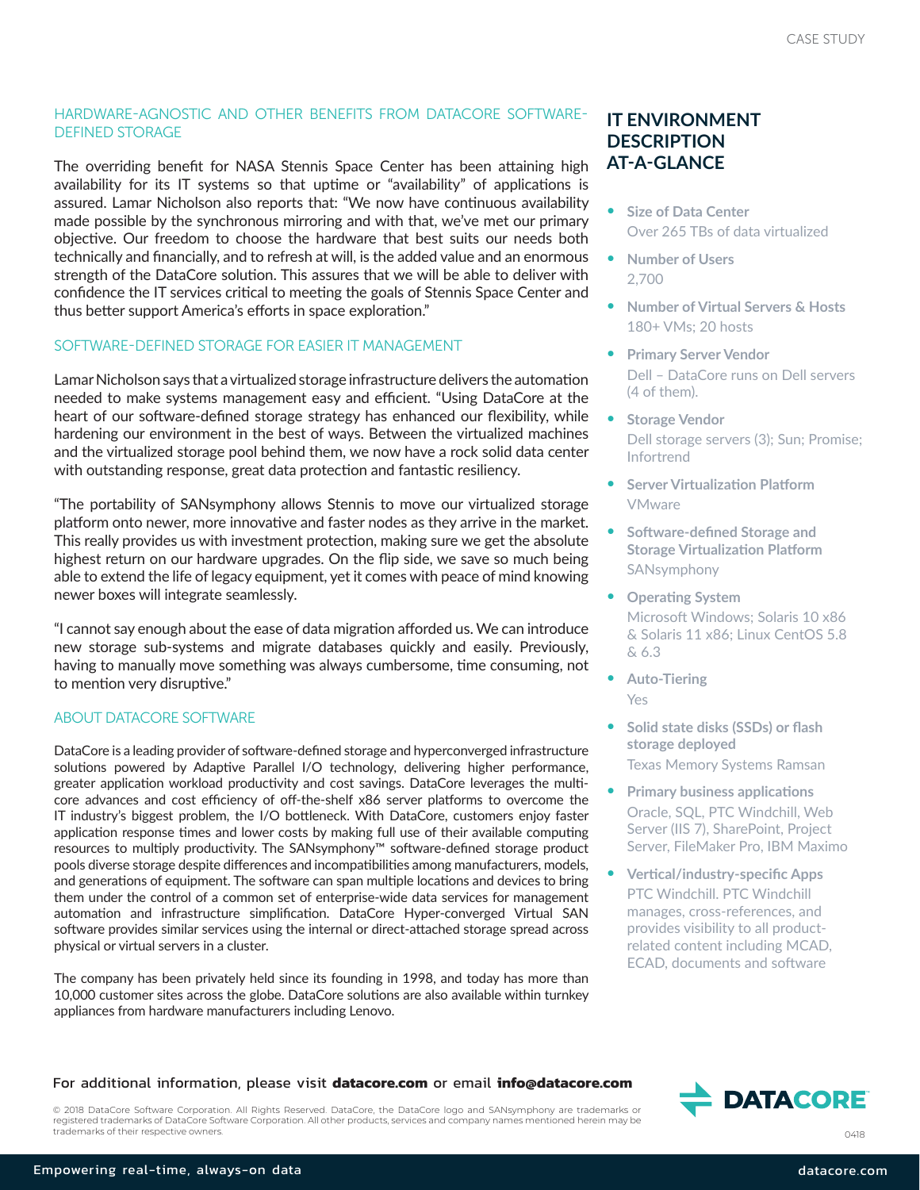## HARDWARE-AGNOSTIC AND OTHER BENEFITS FROM DATACORE SOFTWARE-DEFINED STORAGE

The overriding benefit for NASA Stennis Space Center has been attaining high availability for its IT systems so that uptime or "availability" of applications is assured. Lamar Nicholson also reports that: "We now have continuous availability made possible by the synchronous mirroring and with that, we've met our primary objective. Our freedom to choose the hardware that best suits our needs both technically and financially, and to refresh at will, is the added value and an enormous strength of the DataCore solution. This assures that we will be able to deliver with confidence the IT services critical to meeting the goals of Stennis Space Center and thus better support America's efforts in space exploration."

## SOFTWARE-DEFINED STORAGE FOR EASIER IT MANAGEMENT

Lamar Nicholson says that a virtualized storage infrastructure delivers the automation needed to make systems management easy and efficient. "Using DataCore at the heart of our software-defined storage strategy has enhanced our flexibility, while hardening our environment in the best of ways. Between the virtualized machines and the virtualized storage pool behind them, we now have a rock solid data center with outstanding response, great data protection and fantastic resiliency.

"The portability of SANsymphony allows Stennis to move our virtualized storage platform onto newer, more innovative and faster nodes as they arrive in the market. This really provides us with investment protection, making sure we get the absolute highest return on our hardware upgrades. On the flip side, we save so much being able to extend the life of legacy equipment, yet it comes with peace of mind knowing newer boxes will integrate seamlessly.

"I cannot say enough about the ease of data migration afforded us. We can introduce new storage sub-systems and migrate databases quickly and easily. Previously, having to manually move something was always cumbersome, time consuming, not to mention very disruptive."

## ABOUT DATACORE SOFTWARE

DataCore is a leading provider of software-defined storage and hyperconverged infrastructure solutions powered by Adaptive Parallel I/O technology, delivering higher performance, greater application workload productivity and cost savings. DataCore leverages the multi-core advances and cost efficiency of off-the-shelf x86 server platforms to overcome the IT industry's biggest problem, the I/O bottleneck. With DataCore, customers enjoy faster application response times and lower costs by making full use of their available computing resources to multiply productivity. The SANsymphony™ software-defined storage product pools diverse storage despite differences and incompatibilities among manufacturers, models, and generations of equipment. The software can span multiple locations and devices to bring them under the control of a common set of enterprise-wide data services for management automation and infrastructure simplification. DataCore Hyper-converged Virtual SAN software provides similar services using the internal or direct-attached storage spread across physical or virtual servers in a cluster.

The company has been privately held since its founding in 1998, and today has more than 10,000 customer sites across the globe. DataCore solutions are also available within turnkey appliances from hardware manufacturers including Lenovo.

## IT ENVIRONMENT DESCRIPTION AT-A-GLANCE

- **Size of Data Center**
  Over 265 TBs of data virtualized
- **Number of Users**
  2,700
- **Number of Virtual Servers & Hosts**
  180+ VMs; 20 hosts
- **Primary Server Vendor**
  Dell – DataCore runs on Dell servers (4 of them).
- **Storage Vendor**
  Dell storage servers (3); Sun; Promise; Infortrend
- **Server Virtualization Platform**
  VMware
- **Software-defined Storage and Storage Virtualization Platform**
  SANsymphony
- **Operating System**
  Microsoft Windows; Solaris 10 x86 & Solaris 11 x86; Linux CentOS 5.8 & 6.3
- **Auto-Tiering**
  Yes
- **Solid state disks (SSDs) or flash storage deployed**
  Texas Memory Systems Ramsan
- **Primary business applications**
  Oracle, SQL, PTC Windchill, Web Server (IIS 7), SharePoint, Project Server, FileMaker Pro, IBM Maximo
- **Vertical/industry-specific Apps**
  PTC Windchill. PTC Windchill manages, cross-references, and provides visibility to all product-related content including MCAD, ECAD, documents and software

For additional information, please visit **datacore.com** or email **info@datacore.com**

© 2018 DataCore Software Corporation. All Rights Reserved. DataCore, the DataCore logo and SANsymphony are trademarks or registered trademarks of DataCore Software Corporation. All other products, services and company names mentioned herein may be trademarks of their respective owners.

0418